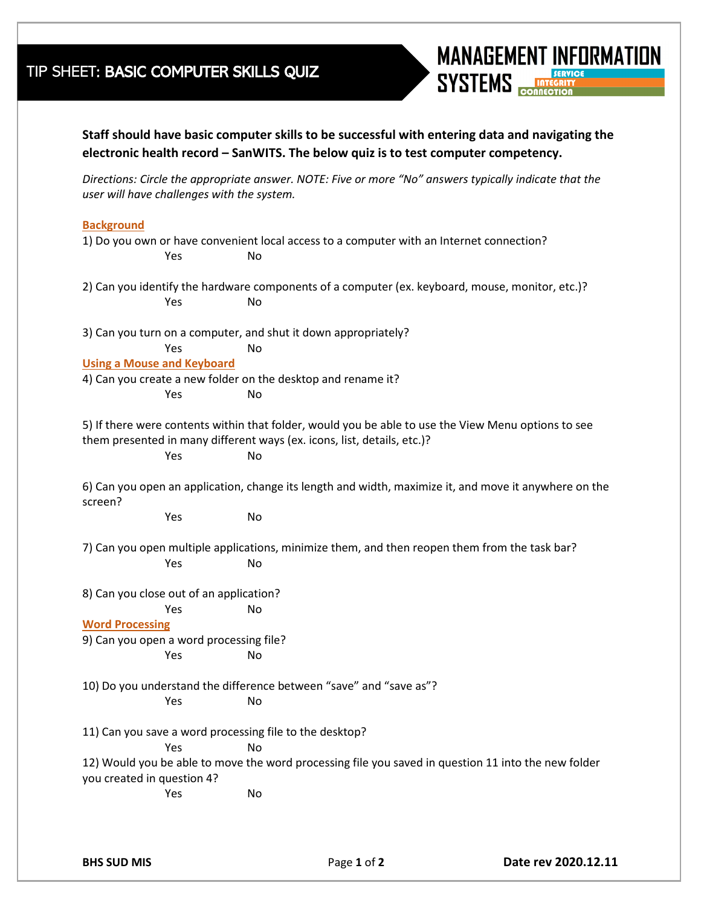# TIP SHEET: BASIC COMPUTER SKILLS QUIZ

MANAGEMENT INFORMATION SYSTEMS — SERVICE | INTEGRITY | CONNECTION

**Staff should have basic computer skills to be successful with entering data and navigating the electronic health record – SanWITS. The below quiz is to test computer competency.**

*Directions: Circle the appropriate answer. NOTE: Five or more "No" answers typically indicate that the user will have challenges with the system.*

## Background

1) Do you own or have convenient local access to a computer with an Internet connection?

Yes No

2) Can you identify the hardware components of a computer (ex. keyboard, mouse, monitor, etc.)?

Yes No

3) Can you turn on a computer, and shut it down appropriately?

Yes No

## Using a Mouse and Keyboard

4) Can you create a new folder on the desktop and rename it?

Yes No

5) If there were contents within that folder, would you be able to use the View Menu options to see them presented in many different ways (ex. icons, list, details, etc.)?

Yes No

6) Can you open an application, change its length and width, maximize it, and move it anywhere on the screen?

Yes No

7) Can you open multiple applications, minimize them, and then reopen them from the task bar?

Yes No

8) Can you close out of an application?

Yes No

## Word Processing

9) Can you open a word processing file?

Yes No

10) Do you understand the difference between "save" and "save as"?

Yes No

11) Can you save a word processing file to the desktop?

Yes No

12) Would you be able to move the word processing file you saved in question 11 into the new folder you created in question 4?

Yes No

BHS SUD MIS — Date rev 2020.12.11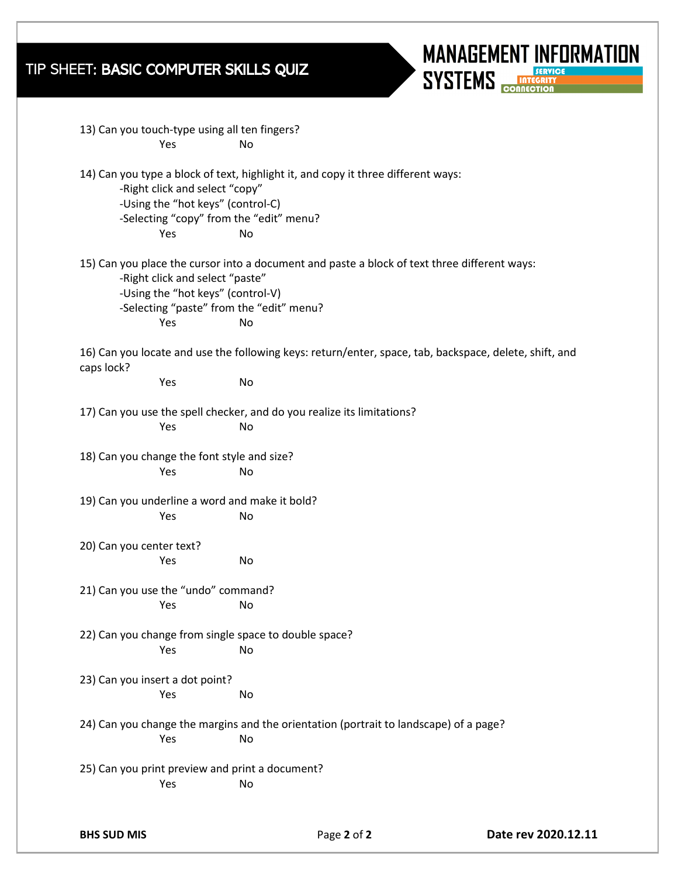13) Can you touch-type using all ten fingers?

Yes No

14) Can you type a block of text, highlight it, and copy it three different ways:

-Right click and select "copy"

-Using the "hot keys" (control-C)

-Selecting "copy" from the "edit" menu?

Yes No

15) Can you place the cursor into a document and paste a block of text three different ways:

-Right click and select "paste"

-Using the "hot keys" (control-V)

-Selecting "paste" from the "edit" menu?

Yes No

16) Can you locate and use the following keys: return/enter, space, tab, backspace, delete, shift, and caps lock?

Yes No

17) Can you use the spell checker, and do you realize its limitations?

Yes No

18) Can you change the font style and size?

Yes No

19) Can you underline a word and make it bold?

Yes No

20) Can you center text?

Yes No

21) Can you use the "undo" command?

Yes No

22) Can you change from single space to double space?

Yes No

23) Can you insert a dot point?

Yes No

24) Can you change the margins and the orientation (portrait to landscape) of a page?

Yes No

25) Can you print preview and print a document?

Yes No